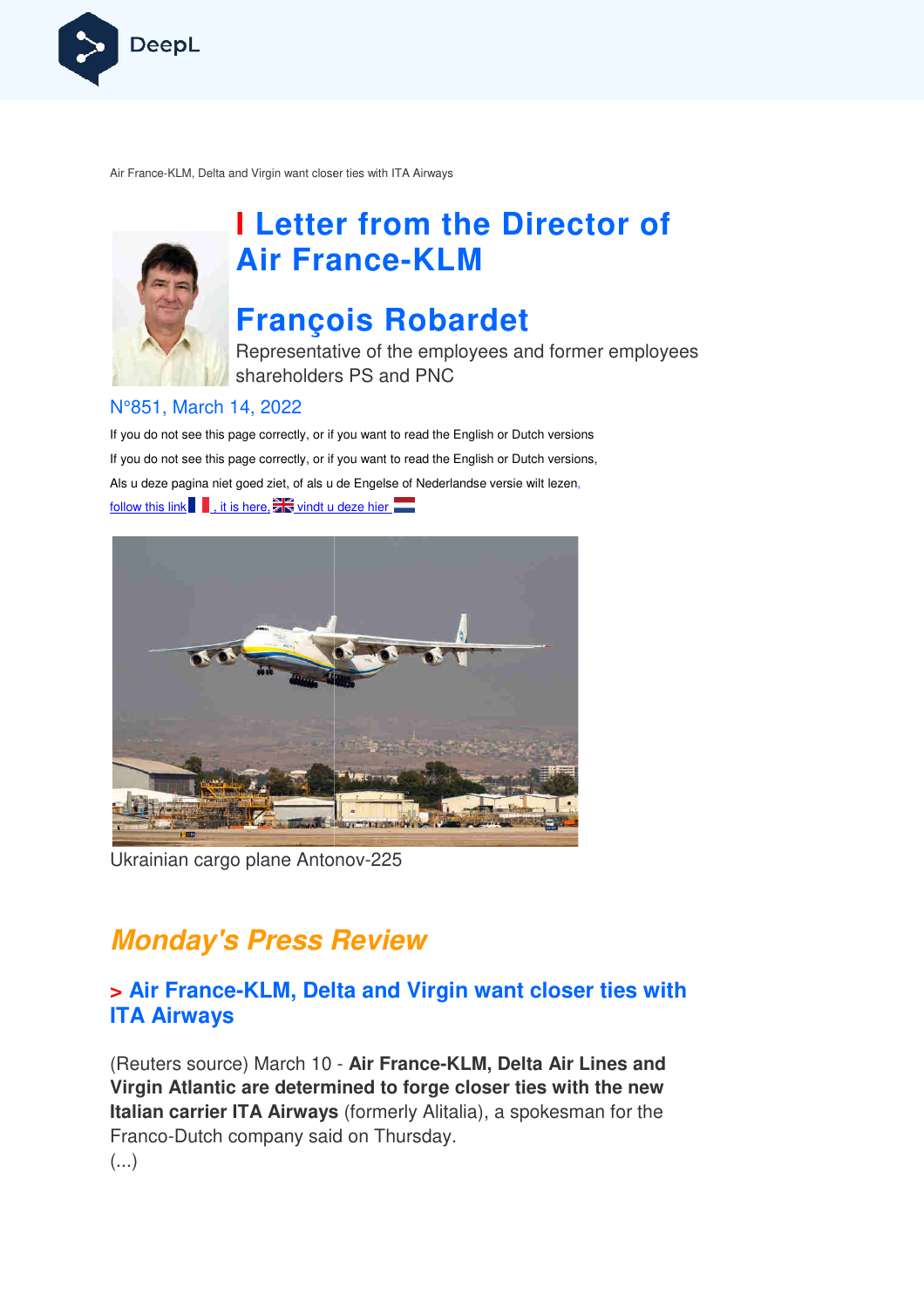Air France-KLM, Delta and Virgin want closer ties with ITA Airways

# Letter from the Director of Air France-KLM

# François Robardet

Representative of the employees and former employees shareholders PS and PNC

N°851, March 14, 2022

If you do not see this page correctly, or if you want to read the English or Dutch versions

If you do not see this page correctly, or if you want to read the English or Dutch versions,

Als u deze pagina niet goed ziet, of als u de Engelse of Nederlandse versie wilt lezen,

follow this link , it is here, vindt u deze hier

Ukrainian cargo plane Antonov-225

## *Monday's Press Review*

### > Air France-KLM, Delta and Virgin want closer ties with ITA Airways

(Reuters source) March 10 - **Air France-KLM, Delta Air Lines and Virgin Atlantic are determined to forge closer ties with the new Italian carrier ITA Airways** (formerly Alitalia), a spokesman for the Franco-Dutch company said on Thursday.

(...)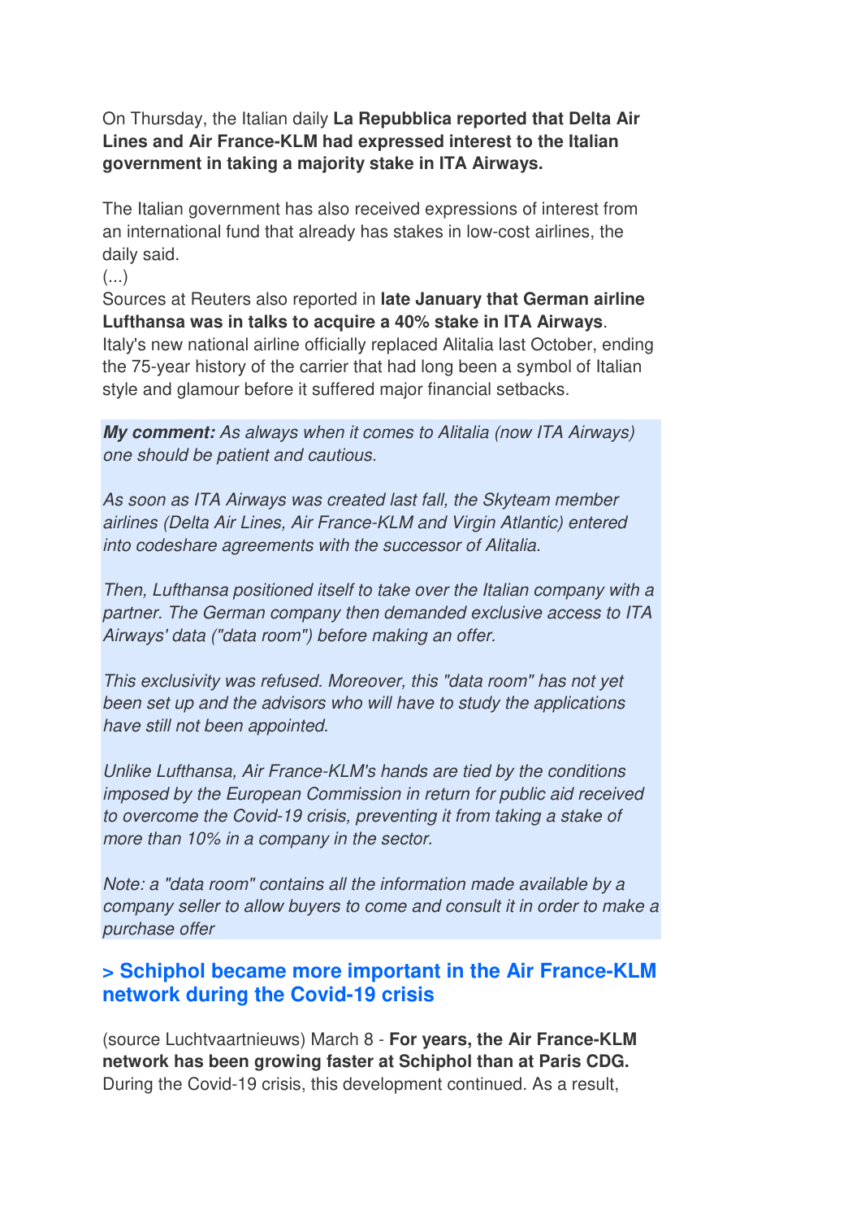On Thursday, the Italian daily **La Repubblica reported that Delta Air Lines and Air France-KLM had expressed interest to the Italian government in taking a majority stake in ITA Airways.**

The Italian government has also received expressions of interest from an international fund that already has stakes in low-cost airlines, the daily said.
(...)
Sources at Reuters also reported in **late January that German airline Lufthansa was in talks to acquire a 40% stake in ITA Airways**.
Italy's new national airline officially replaced Alitalia last October, ending the 75-year history of the carrier that had long been a symbol of Italian style and glamour before it suffered major financial setbacks.

***My comment:*** *As always when it comes to Alitalia (now ITA Airways) one should be patient and cautious.*

*As soon as ITA Airways was created last fall, the Skyteam member airlines (Delta Air Lines, Air France-KLM and Virgin Atlantic) entered into codeshare agreements with the successor of Alitalia.*

*Then, Lufthansa positioned itself to take over the Italian company with a partner. The German company then demanded exclusive access to ITA Airways' data ("data room") before making an offer.*

*This exclusivity was refused. Moreover, this "data room" has not yet been set up and the advisors who will have to study the applications have still not been appointed.*

*Unlike Lufthansa, Air France-KLM's hands are tied by the conditions imposed by the European Commission in return for public aid received to overcome the Covid-19 crisis, preventing it from taking a stake of more than 10% in a company in the sector.*

*Note: a "data room" contains all the information made available by a company seller to allow buyers to come and consult it in order to make a purchase offer*

### > Schiphol became more important in the Air France-KLM network during the Covid-19 crisis

(source Luchtvaartnieuws) March 8 - **For years, the Air France-KLM network has been growing faster at Schiphol than at Paris CDG.** During the Covid-19 crisis, this development continued. As a result,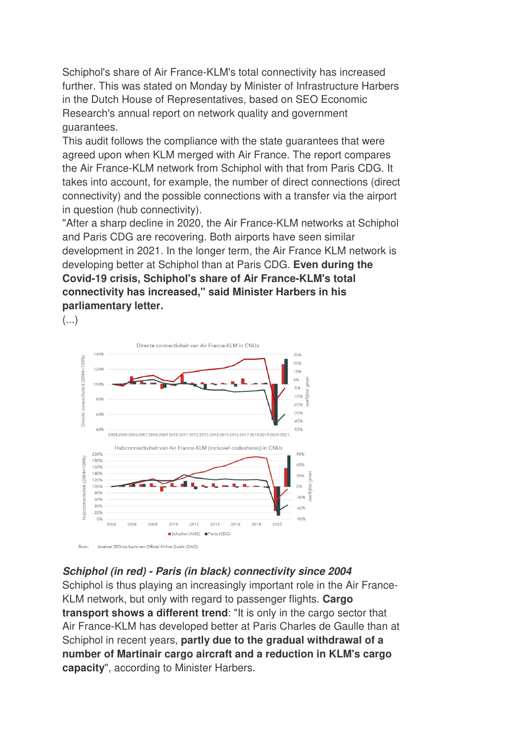Schiphol's share of Air France-KLM's total connectivity has increased further. This was stated on Monday by Minister of Infrastructure Harbers in the Dutch House of Representatives, based on SEO Economic Research's annual report on network quality and government guarantees.

This audit follows the compliance with the state guarantees that were agreed upon when KLM merged with Air France. The report compares the Air France-KLM network from Schiphol with that from Paris CDG. It takes into account, for example, the number of direct connections (direct connectivity) and the possible connections with a transfer via the airport in question (hub connectivity).

"After a sharp decline in 2020, the Air France-KLM networks at Schiphol and Paris CDG are recovering. Both airports have seen similar development in 2021. In the longer term, the Air France KLM network is developing better at Schiphol than at Paris CDG. **Even during the Covid-19 crisis, Schiphol's share of Air France-KLM's total connectivity has increased," said Minister Harbers in his parliamentary letter.**

(...)

Directe connectiviteit van Air France-KLM in CNUs

Hubconnectiviteit van Air France-KLM (inclusief codeshares) in CNUs

■ Schiphol (AMS) ■ Parijs (CDG)

Bron: Analyse SEO op basis van Official Airline Guide (OAG)

***Schiphol (in red) - Paris (in black) connectivity since 2004***

Schiphol is thus playing an increasingly important role in the Air France-KLM network, but only with regard to passenger flights. **Cargo transport shows a different trend**: "It is only in the cargo sector that Air France-KLM has developed better at Paris Charles de Gaulle than at Schiphol in recent years, **partly due to the gradual withdrawal of a number of Martinair cargo aircraft and a reduction in KLM's cargo capacity**", according to Minister Harbers.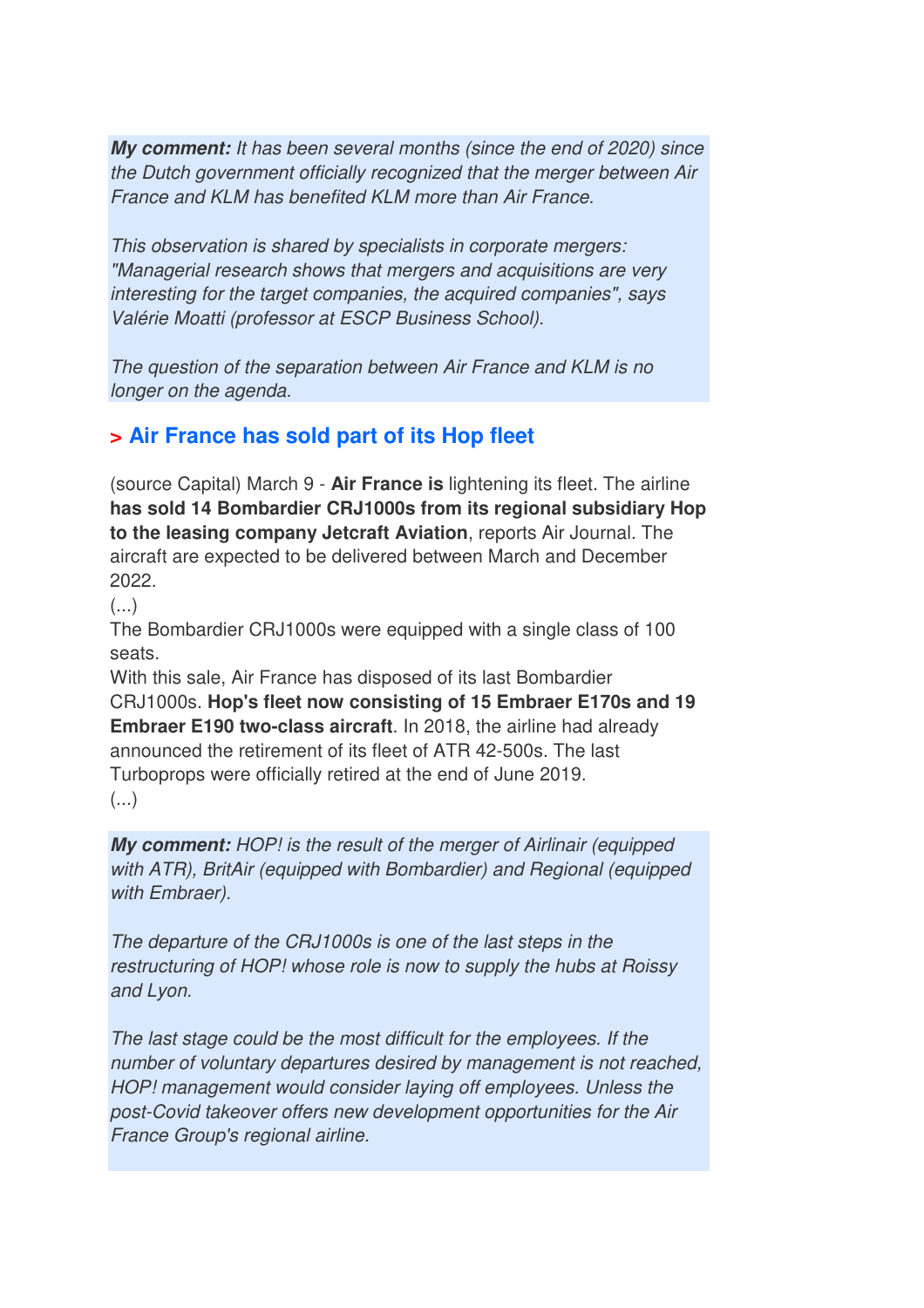***My comment:** It has been several months (since the end of 2020) since the Dutch government officially recognized that the merger between Air France and KLM has benefited KLM more than Air France.*

*This observation is shared by specialists in corporate mergers: "Managerial research shows that mergers and acquisitions are very interesting for the target companies, the acquired companies", says Valérie Moatti (professor at ESCP Business School).*

*The question of the separation between Air France and KLM is no longer on the agenda.*

## > Air France has sold part of its Hop fleet

(source Capital) March 9 - **Air France is** lightening its fleet. The airline **has sold 14 Bombardier CRJ1000s from its regional subsidiary Hop to the leasing company Jetcraft Aviation**, reports Air Journal. The aircraft are expected to be delivered between March and December 2022.
(...)
The Bombardier CRJ1000s were equipped with a single class of 100 seats.
With this sale, Air France has disposed of its last Bombardier CRJ1000s. **Hop's fleet now consisting of 15 Embraer E170s and 19 Embraer E190 two-class aircraft**. In 2018, the airline had already announced the retirement of its fleet of ATR 42-500s. The last Turboprops were officially retired at the end of June 2019.
(...)

***My comment:** HOP! is the result of the merger of Airlinair (equipped with ATR), BritAir (equipped with Bombardier) and Regional (equipped with Embraer).*

*The departure of the CRJ1000s is one of the last steps in the restructuring of HOP! whose role is now to supply the hubs at Roissy and Lyon.*

*The last stage could be the most difficult for the employees. If the number of voluntary departures desired by management is not reached, HOP! management would consider laying off employees. Unless the post-Covid takeover offers new development opportunities for the Air France Group's regional airline.*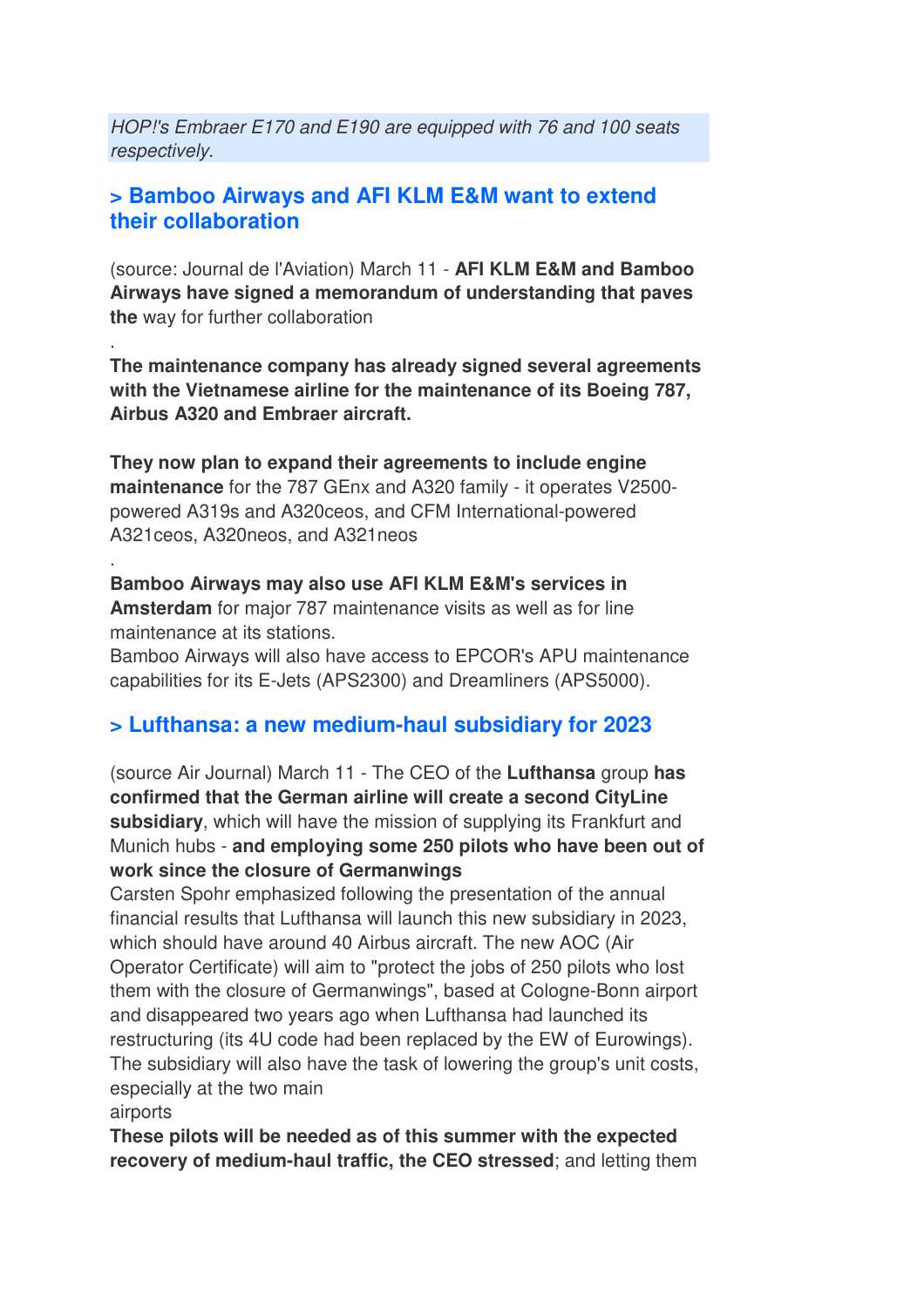*HOP!'s Embraer E170 and E190 are equipped with 76 and 100 seats respectively.*

## > Bamboo Airways and AFI KLM E&M want to extend their collaboration

(source: Journal de l'Aviation) March 11 - **AFI KLM E&M and Bamboo Airways have signed a memorandum of understanding that paves the** way for further collaboration

.

**The maintenance company has already signed several agreements with the Vietnamese airline for the maintenance of its Boeing 787, Airbus A320 and Embraer aircraft.**

**They now plan to expand their agreements to include engine maintenance** for the 787 GEnx and A320 family - it operates V2500-powered A319s and A320ceos, and CFM International-powered A321ceos, A320neos, and A321neos

.

**Bamboo Airways may also use AFI KLM E&M's services in Amsterdam** for major 787 maintenance visits as well as for line maintenance at its stations.
Bamboo Airways will also have access to EPCOR's APU maintenance capabilities for its E-Jets (APS2300) and Dreamliners (APS5000).

## > Lufthansa: a new medium-haul subsidiary for 2023

(source Air Journal) March 11 - The CEO of the **Lufthansa** group **has confirmed that the German airline will create a second CityLine subsidiary**, which will have the mission of supplying its Frankfurt and Munich hubs - **and employing some 250 pilots who have been out of work since the closure of Germanwings**
Carsten Spohr emphasized following the presentation of the annual financial results that Lufthansa will launch this new subsidiary in 2023, which should have around 40 Airbus aircraft. The new AOC (Air Operator Certificate) will aim to "protect the jobs of 250 pilots who lost them with the closure of Germanwings", based at Cologne-Bonn airport and disappeared two years ago when Lufthansa had launched its restructuring (its 4U code had been replaced by the EW of Eurowings). The subsidiary will also have the task of lowering the group's unit costs, especially at the two main
airports
**These pilots will be needed as of this summer with the expected recovery of medium-haul traffic, the CEO stressed**; and letting them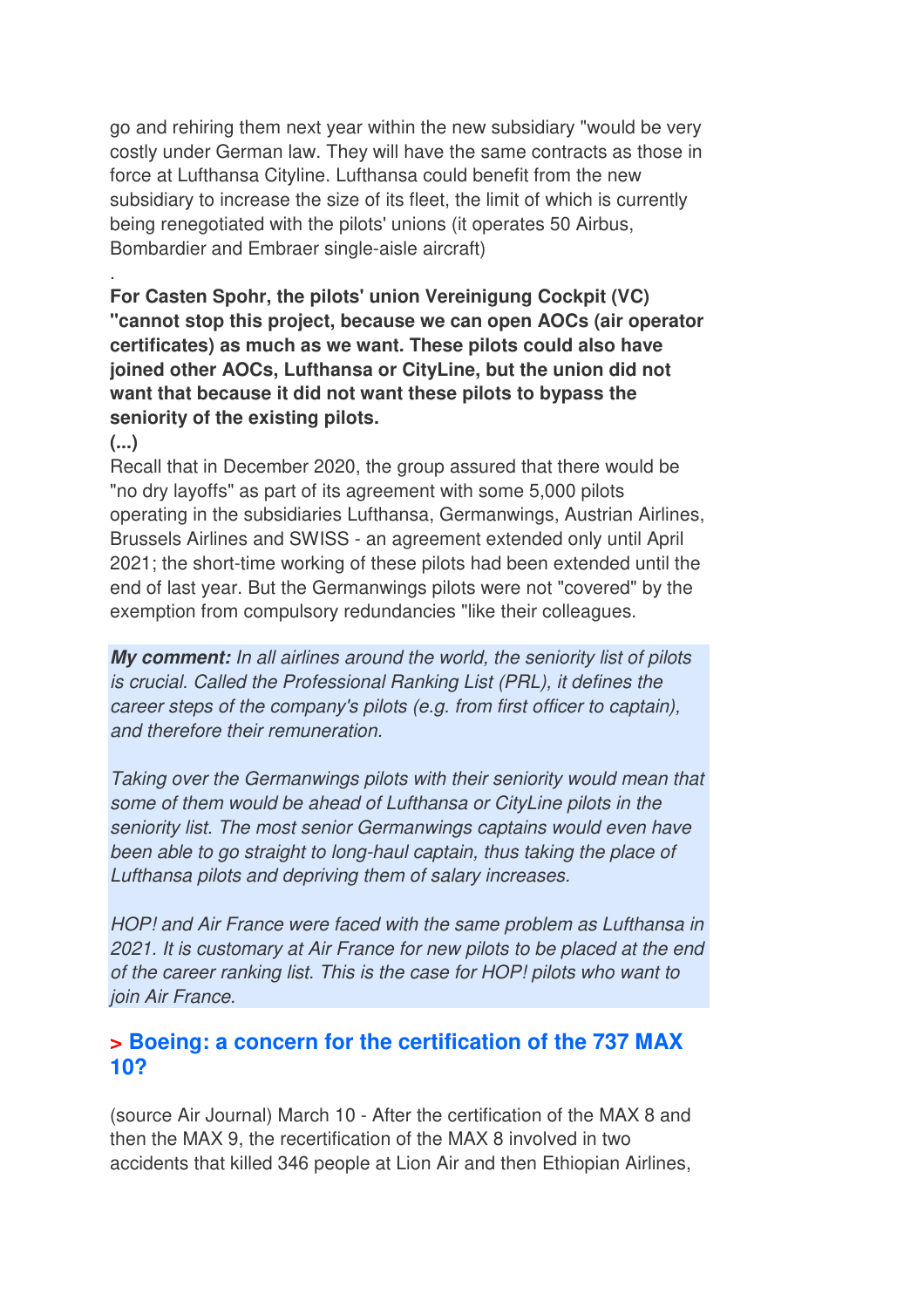go and rehiring them next year within the new subsidiary "would be very costly under German law. They will have the same contracts as those in force at Lufthansa Cityline. Lufthansa could benefit from the new subsidiary to increase the size of its fleet, the limit of which is currently being renegotiated with the pilots' unions (it operates 50 Airbus, Bombardier and Embraer single-aisle aircraft)

.

**For Casten Spohr, the pilots' union Vereinigung Cockpit (VC) "cannot stop this project, because we can open AOCs (air operator certificates) as much as we want. These pilots could also have joined other AOCs, Lufthansa or CityLine, but the union did not want that because it did not want these pilots to bypass the seniority of the existing pilots.**

**(...)**

Recall that in December 2020, the group assured that there would be "no dry layoffs" as part of its agreement with some 5,000 pilots operating in the subsidiaries Lufthansa, Germanwings, Austrian Airlines, Brussels Airlines and SWISS - an agreement extended only until April 2021; the short-time working of these pilots had been extended until the end of last year. But the Germanwings pilots were not "covered" by the exemption from compulsory redundancies "like their colleagues.

***My comment:*** *In all airlines around the world, the seniority list of pilots is crucial. Called the Professional Ranking List (PRL), it defines the career steps of the company's pilots (e.g. from first officer to captain), and therefore their remuneration.*

*Taking over the Germanwings pilots with their seniority would mean that some of them would be ahead of Lufthansa or CityLine pilots in the seniority list. The most senior Germanwings captains would even have been able to go straight to long-haul captain, thus taking the place of Lufthansa pilots and depriving them of salary increases.*

*HOP! and Air France were faced with the same problem as Lufthansa in 2021. It is customary at Air France for new pilots to be placed at the end of the career ranking list. This is the case for HOP! pilots who want to join Air France.*

## > Boeing: a concern for the certification of the 737 MAX 10?

(source Air Journal) March 10 - After the certification of the MAX 8 and then the MAX 9, the recertification of the MAX 8 involved in two accidents that killed 346 people at Lion Air and then Ethiopian Airlines,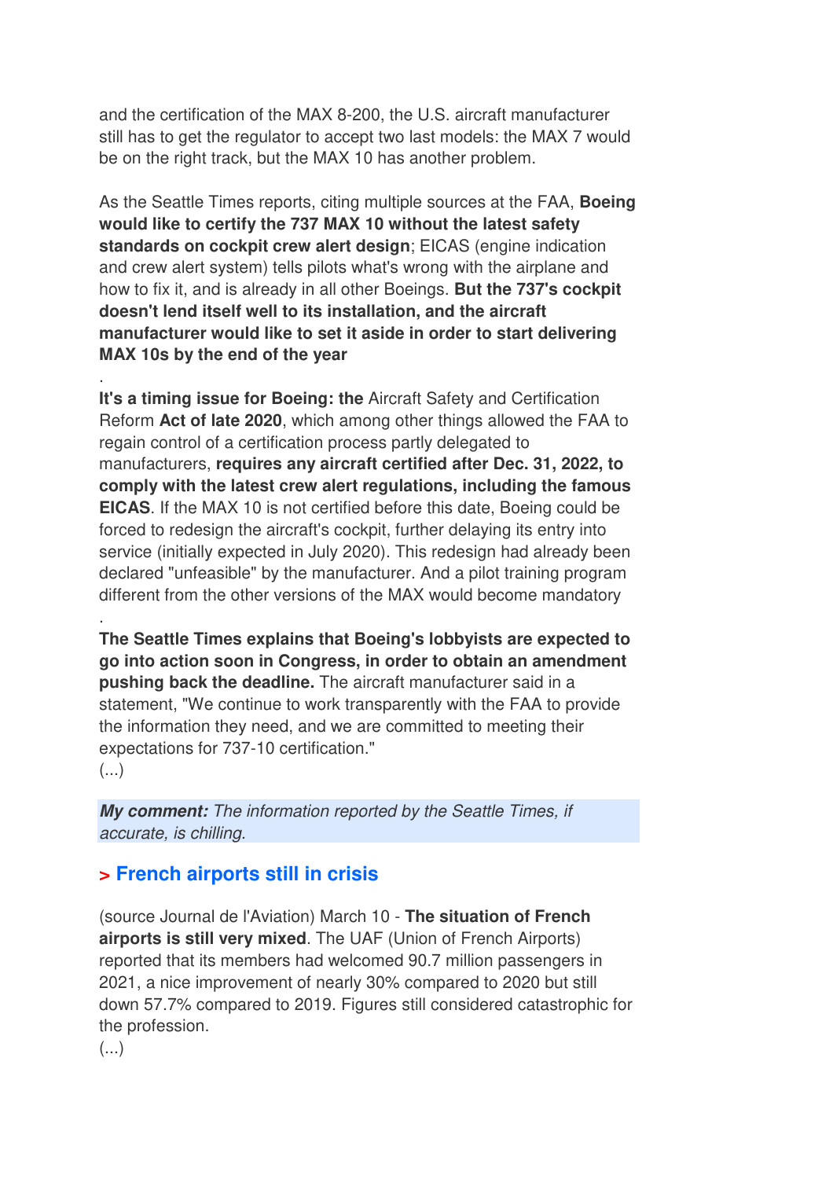and the certification of the MAX 8-200, the U.S. aircraft manufacturer still has to get the regulator to accept two last models: the MAX 7 would be on the right track, but the MAX 10 has another problem.

As the Seattle Times reports, citing multiple sources at the FAA, **Boeing would like to certify the 737 MAX 10 without the latest safety standards on cockpit crew alert design**; EICAS (engine indication and crew alert system) tells pilots what's wrong with the airplane and how to fix it, and is already in all other Boeings. **But the 737's cockpit doesn't lend itself well to its installation, and the aircraft manufacturer would like to set it aside in order to start delivering MAX 10s by the end of the year**

.

**It's a timing issue for Boeing: the** Aircraft Safety and Certification Reform **Act of late 2020**, which among other things allowed the FAA to regain control of a certification process partly delegated to manufacturers, **requires any aircraft certified after Dec. 31, 2022, to comply with the latest crew alert regulations, including the famous EICAS**. If the MAX 10 is not certified before this date, Boeing could be forced to redesign the aircraft's cockpit, further delaying its entry into service (initially expected in July 2020). This redesign had already been declared "unfeasible" by the manufacturer. And a pilot training program different from the other versions of the MAX would become mandatory

.

**The Seattle Times explains that Boeing's lobbyists are expected to go into action soon in Congress, in order to obtain an amendment pushing back the deadline.** The aircraft manufacturer said in a statement, "We continue to work transparently with the FAA to provide the information they need, and we are committed to meeting their expectations for 737-10 certification."

(...)

***My comment:*** *The information reported by the Seattle Times, if accurate, is chilling.*

## > French airports still in crisis

(source Journal de l'Aviation) March 10 - **The situation of French airports is still very mixed**. The UAF (Union of French Airports) reported that its members had welcomed 90.7 million passengers in 2021, a nice improvement of nearly 30% compared to 2020 but still down 57.7% compared to 2019. Figures still considered catastrophic for the profession.

(...)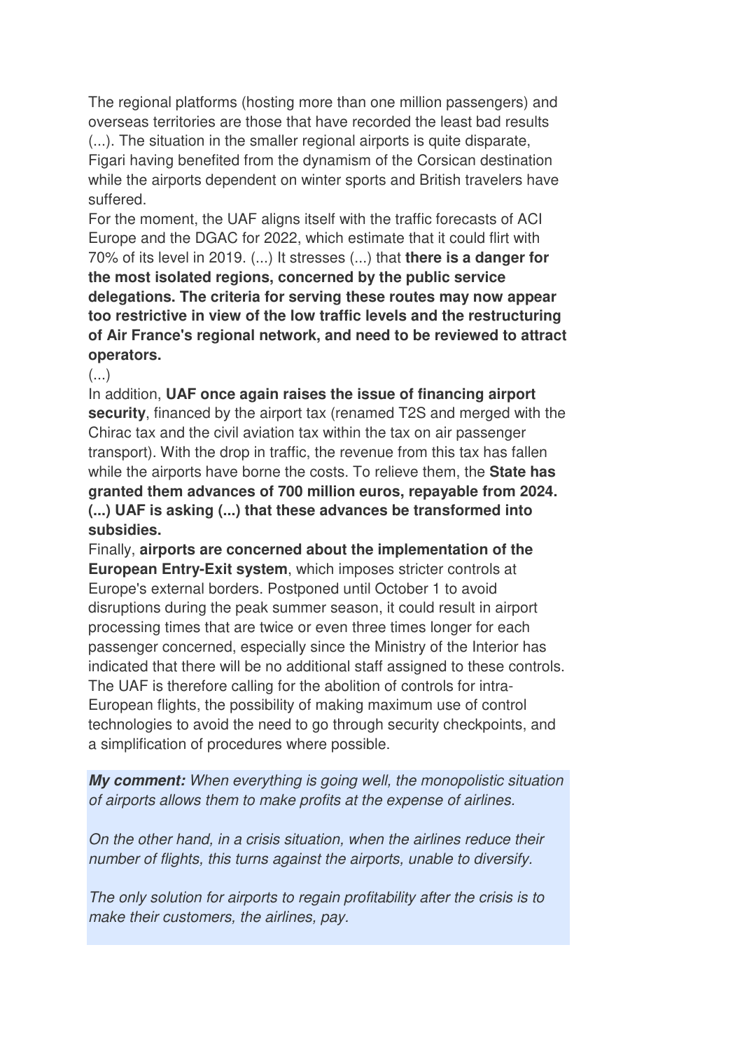The regional platforms (hosting more than one million passengers) and overseas territories are those that have recorded the least bad results (...). The situation in the smaller regional airports is quite disparate, Figari having benefited from the dynamism of the Corsican destination while the airports dependent on winter sports and British travelers have suffered.

For the moment, the UAF aligns itself with the traffic forecasts of ACI Europe and the DGAC for 2022, which estimate that it could flirt with 70% of its level in 2019. (...) It stresses (...) that **there is a danger for the most isolated regions, concerned by the public service delegations. The criteria for serving these routes may now appear too restrictive in view of the low traffic levels and the restructuring of Air France's regional network, and need to be reviewed to attract operators.**

(...)

In addition, **UAF once again raises the issue of financing airport security**, financed by the airport tax (renamed T2S and merged with the Chirac tax and the civil aviation tax within the tax on air passenger transport). With the drop in traffic, the revenue from this tax has fallen while the airports have borne the costs. To relieve them, the **State has granted them advances of 700 million euros, repayable from 2024. (...) UAF is asking (...) that these advances be transformed into subsidies.**

Finally, **airports are concerned about the implementation of the European Entry-Exit system**, which imposes stricter controls at Europe's external borders. Postponed until October 1 to avoid disruptions during the peak summer season, it could result in airport processing times that are twice or even three times longer for each passenger concerned, especially since the Ministry of the Interior has indicated that there will be no additional staff assigned to these controls. The UAF is therefore calling for the abolition of controls for intra-European flights, the possibility of making maximum use of control technologies to avoid the need to go through security checkpoints, and a simplification of procedures where possible.

***My comment:*** *When everything is going well, the monopolistic situation of airports allows them to make profits at the expense of airlines.*

*On the other hand, in a crisis situation, when the airlines reduce their number of flights, this turns against the airports, unable to diversify.*

*The only solution for airports to regain profitability after the crisis is to make their customers, the airlines, pay.*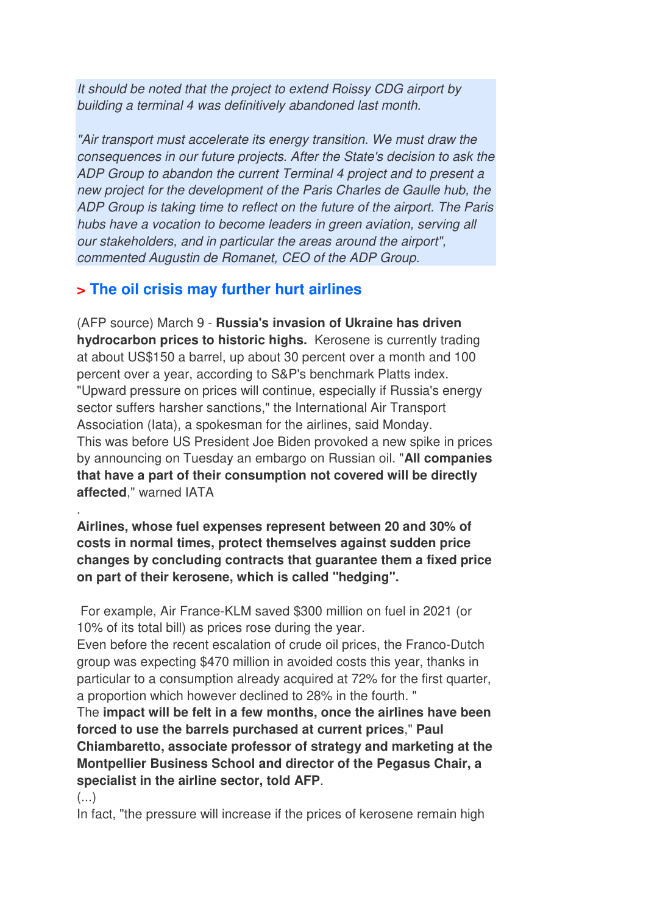*It should be noted that the project to extend Roissy CDG airport by building a terminal 4 was definitively abandoned last month.*

*"Air transport must accelerate its energy transition. We must draw the consequences in our future projects. After the State's decision to ask the ADP Group to abandon the current Terminal 4 project and to present a new project for the development of the Paris Charles de Gaulle hub, the ADP Group is taking time to reflect on the future of the airport. The Paris hubs have a vocation to become leaders in green aviation, serving all our stakeholders, and in particular the areas around the airport", commented Augustin de Romanet, CEO of the ADP Group.*

## > The oil crisis may further hurt airlines

(AFP source) March 9 - **Russia's invasion of Ukraine has driven hydrocarbon prices to historic highs.** Kerosene is currently trading at about US$150 a barrel, up about 30 percent over a month and 100 percent over a year, according to S&P's benchmark Platts index. "Upward pressure on prices will continue, especially if Russia's energy sector suffers harsher sanctions," the International Air Transport Association (Iata), a spokesman for the airlines, said Monday.
This was before US President Joe Biden provoked a new spike in prices by announcing on Tuesday an embargo on Russian oil. "**All companies that have a part of their consumption not covered will be directly affected**," warned IATA

.

**Airlines, whose fuel expenses represent between 20 and 30% of costs in normal times, protect themselves against sudden price changes by concluding contracts that guarantee them a fixed price on part of their kerosene, which is called "hedging".**

For example, Air France-KLM saved $300 million on fuel in 2021 (or 10% of its total bill) as prices rose during the year.
Even before the recent escalation of crude oil prices, the Franco-Dutch group was expecting $470 million in avoided costs this year, thanks in particular to a consumption already acquired at 72% for the first quarter, a proportion which however declined to 28% in the fourth. "
The **impact will be felt in a few months, once the airlines have been forced to use the barrels purchased at current prices**," **Paul Chiambaretto, associate professor of strategy and marketing at the Montpellier Business School and director of the Pegasus Chair, a specialist in the airline sector, told AFP**.
(...)
In fact, "the pressure will increase if the prices of kerosene remain high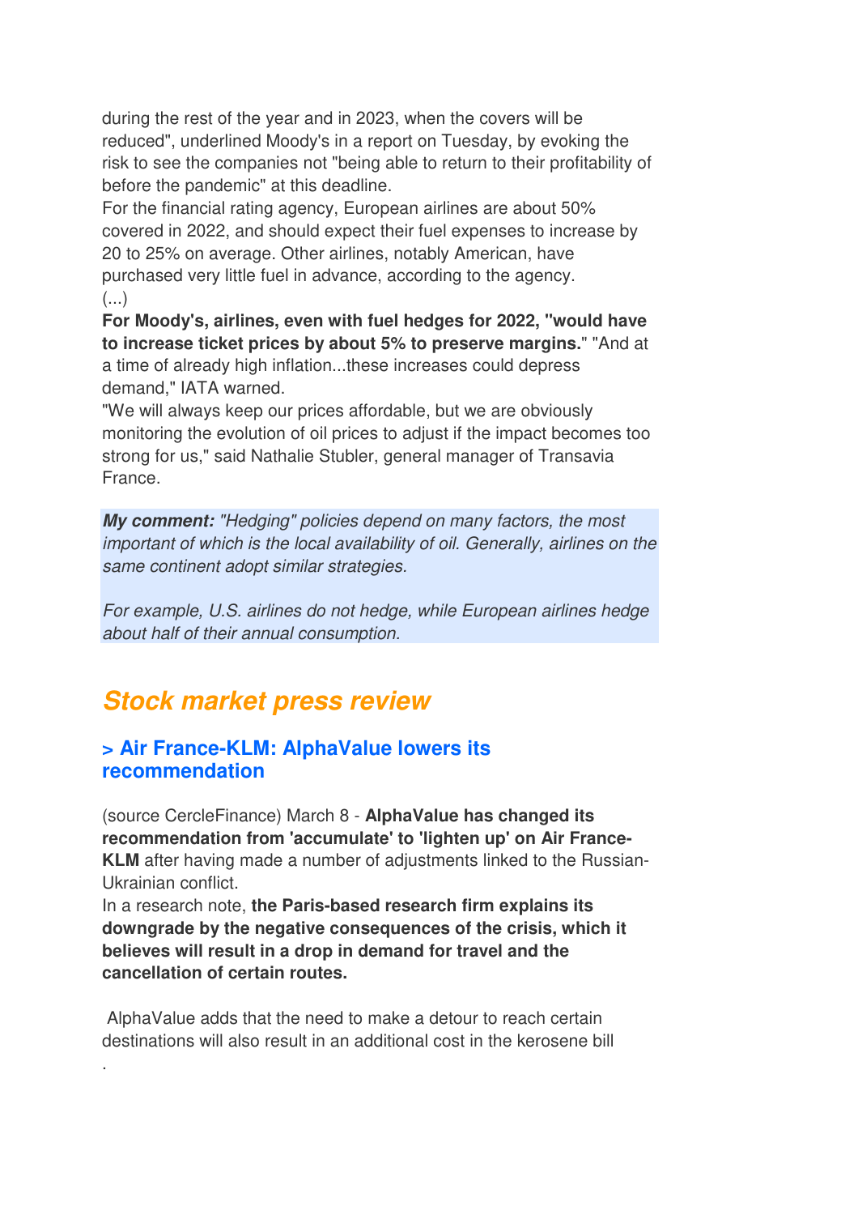during the rest of the year and in 2023, when the covers will be reduced", underlined Moody's in a report on Tuesday, by evoking the risk to see the companies not "being able to return to their profitability of before the pandemic" at this deadline.

For the financial rating agency, European airlines are about 50% covered in 2022, and should expect their fuel expenses to increase by 20 to 25% on average. Other airlines, notably American, have purchased very little fuel in advance, according to the agency.

(...)

**For Moody's, airlines, even with fuel hedges for 2022, "would have to increase ticket prices by about 5% to preserve margins.**" "And at a time of already high inflation...these increases could depress demand," IATA warned.

"We will always keep our prices affordable, but we are obviously monitoring the evolution of oil prices to adjust if the impact becomes too strong for us," said Nathalie Stubler, general manager of Transavia France.

***My comment:*** *"Hedging" policies depend on many factors, the most important of which is the local availability of oil. Generally, airlines on the same continent adopt similar strategies.*

*For example, U.S. airlines do not hedge, while European airlines hedge about half of their annual consumption.*

## Stock market press review

### > Air France-KLM: AlphaValue lowers its recommendation

(source CercleFinance) March 8 - **AlphaValue has changed its recommendation from 'accumulate' to 'lighten up' on Air France-KLM** after having made a number of adjustments linked to the Russian-Ukrainian conflict.

In a research note, **the Paris-based research firm explains its downgrade by the negative consequences of the crisis, which it believes will result in a drop in demand for travel and the cancellation of certain routes.**

AlphaValue adds that the need to make a detour to reach certain destinations will also result in an additional cost in the kerosene bill

.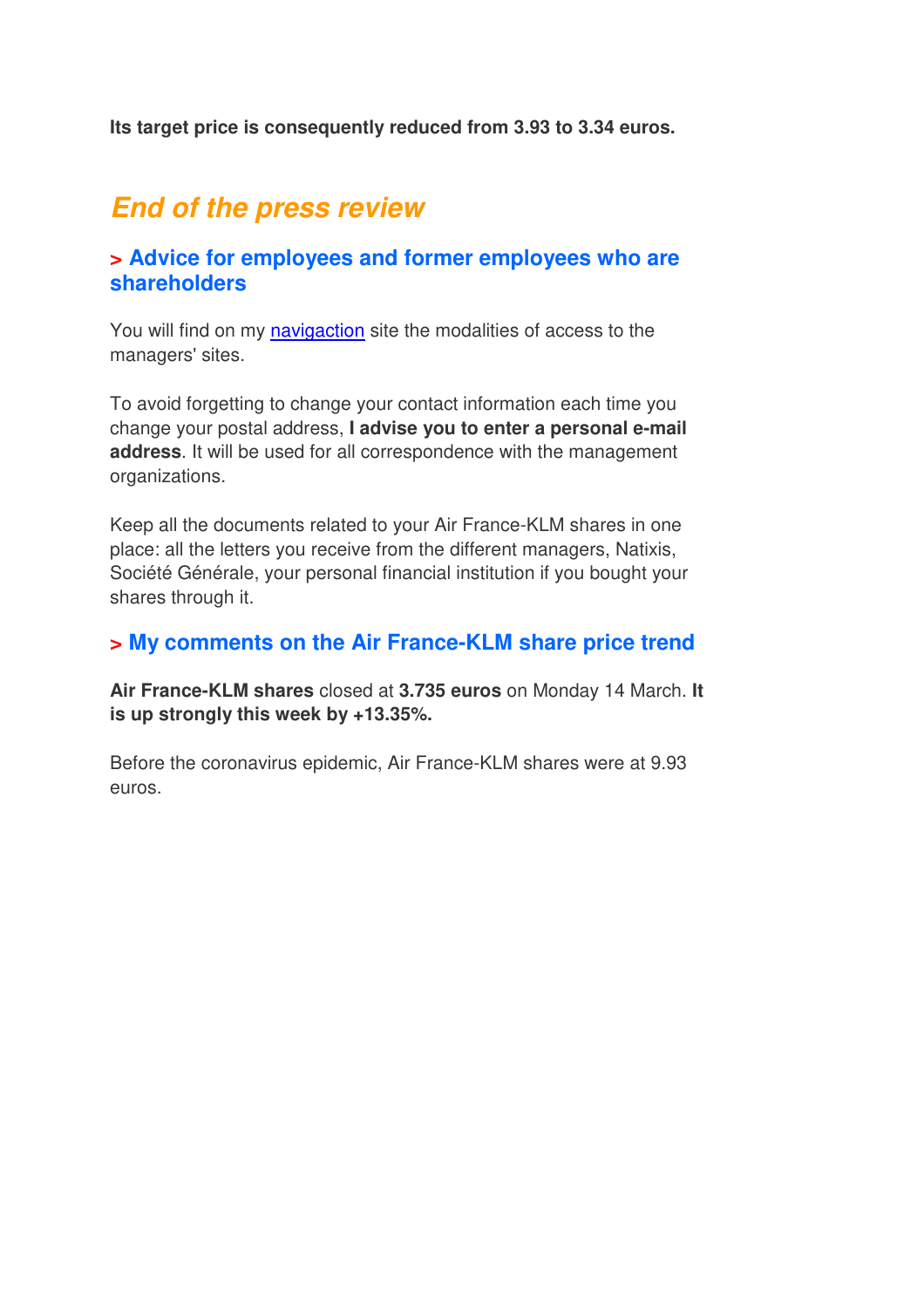**Its target price is consequently reduced from 3.93 to 3.34 euros.**

## *End of the press review*

### > Advice for employees and former employees who are shareholders

You will find on my navigaction site the modalities of access to the managers' sites.

To avoid forgetting to change your contact information each time you change your postal address, **I advise you to enter a personal e-mail address**. It will be used for all correspondence with the management organizations.

Keep all the documents related to your Air France-KLM shares in one place: all the letters you receive from the different managers, Natixis, Société Générale, your personal financial institution if you bought your shares through it.

### > My comments on the Air France-KLM share price trend

**Air France-KLM shares** closed at **3.735 euros** on Monday 14 March. **It is up strongly this week by +13.35%.**

Before the coronavirus epidemic, Air France-KLM shares were at 9.93 euros.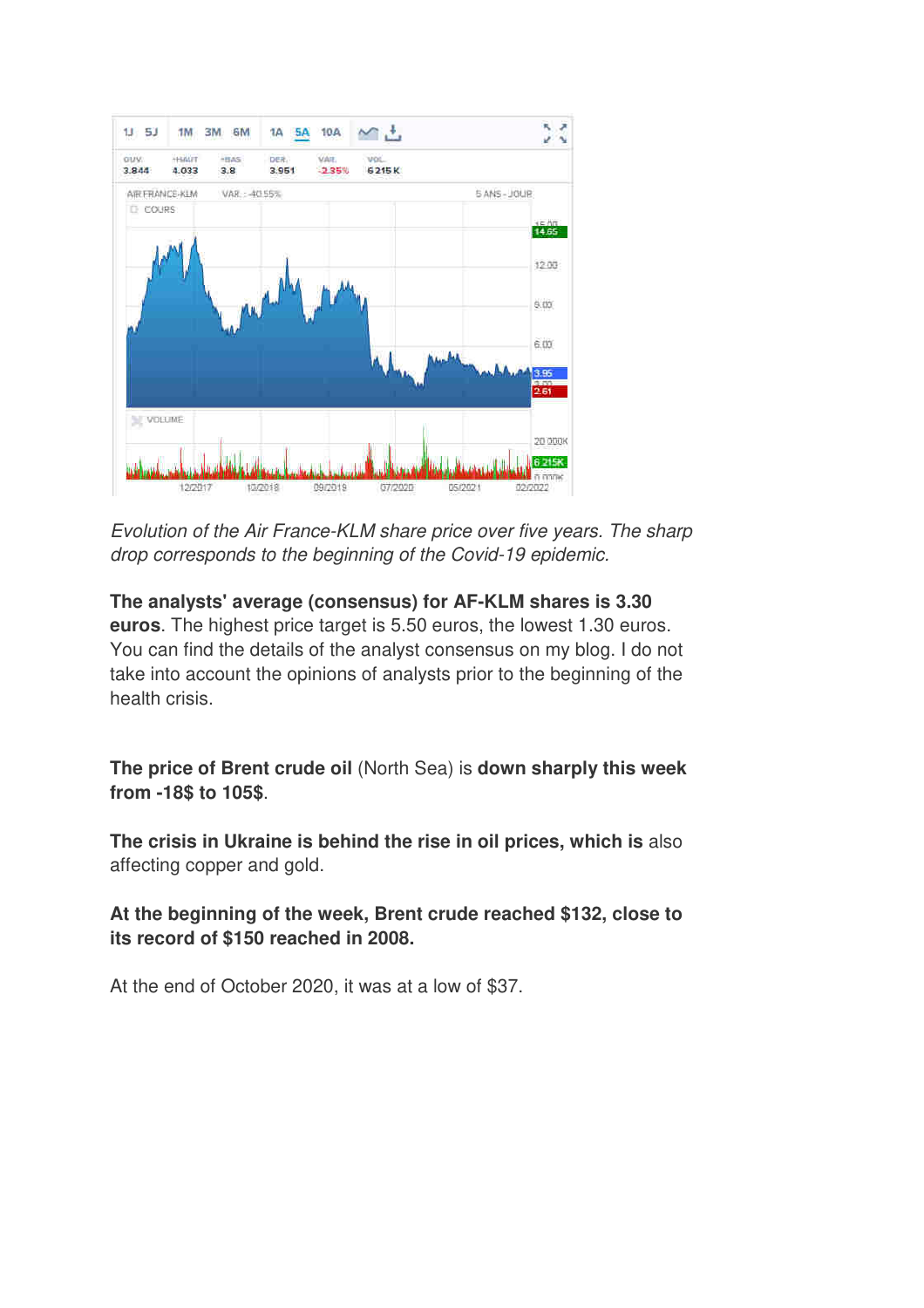*Evolution of the Air France-KLM share price over five years. The sharp drop corresponds to the beginning of the Covid-19 epidemic.*

**The analysts' average (consensus) for AF-KLM shares is 3.30 euros**. The highest price target is 5.50 euros, the lowest 1.30 euros. You can find the details of the analyst consensus on my blog. I do not take into account the opinions of analysts prior to the beginning of the health crisis.

**The price of Brent crude oil** (North Sea) is **down sharply this week from -18$ to 105$**.

**The crisis in Ukraine is behind the rise in oil prices, which is** also affecting copper and gold.

**At the beginning of the week, Brent crude reached $132, close to its record of $150 reached in 2008.**

At the end of October 2020, it was at a low of $37.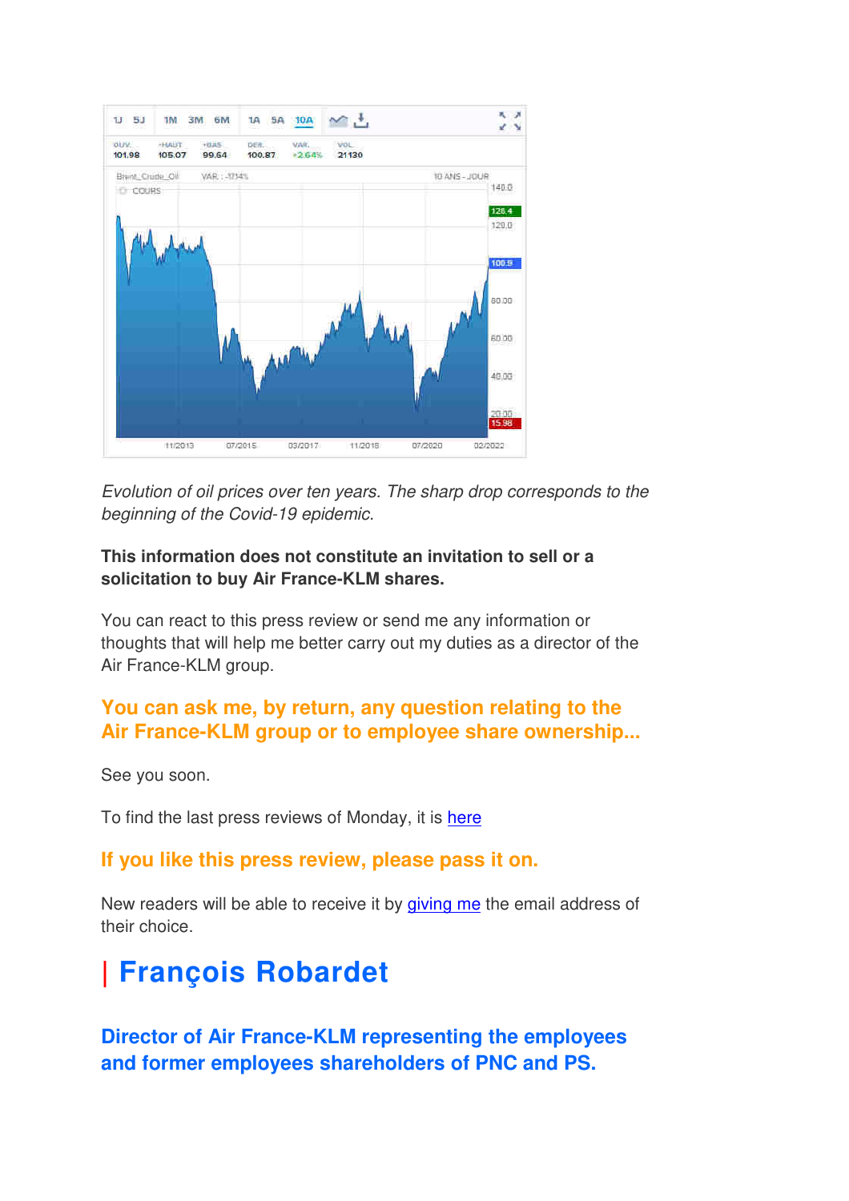*Evolution of oil prices over ten years. The sharp drop corresponds to the beginning of the Covid-19 epidemic.*

**This information does not constitute an invitation to sell or a solicitation to buy Air France-KLM shares.**

You can react to this press review or send me any information or thoughts that will help me better carry out my duties as a director of the Air France-KLM group.

### You can ask me, by return, any question relating to the Air France-KLM group or to employee share ownership...

See you soon.

To find the last press reviews of Monday, it is here

### If you like this press review, please pass it on.

New readers will be able to receive it by giving me the email address of their choice.

# | François Robardet

### Director of Air France-KLM representing the employees and former employees shareholders of PNC and PS.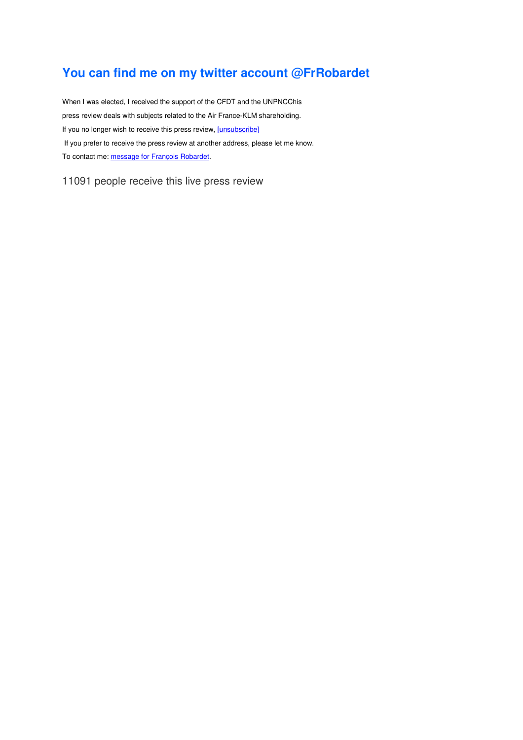## You can find me on my twitter account @FrRobardet

When I was elected, I received the support of the CFDT and the UNPNCChis

press review deals with subjects related to the Air France-KLM shareholding.

If you no longer wish to receive this press review, [unsubscribe]

If you prefer to receive the press review at another address, please let me know.

To contact me: message for François Robardet.

11091 people receive this live press review